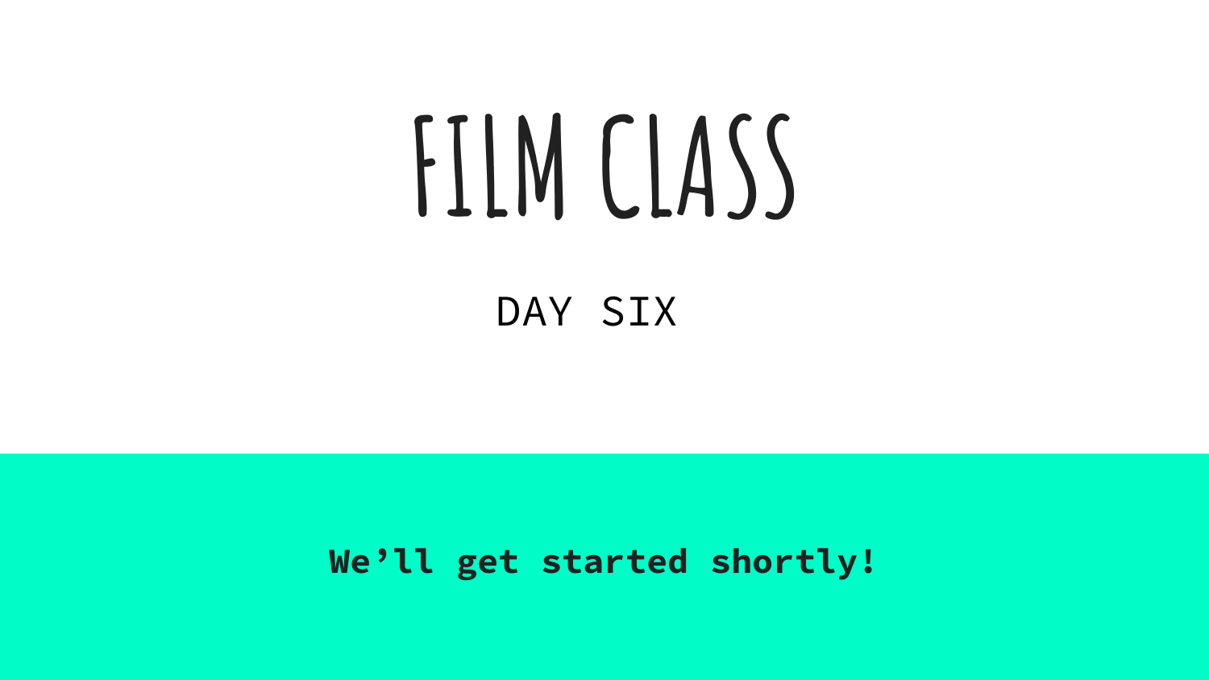# FILM CLASS

## DAY SIX

**We’ll get started shortly!**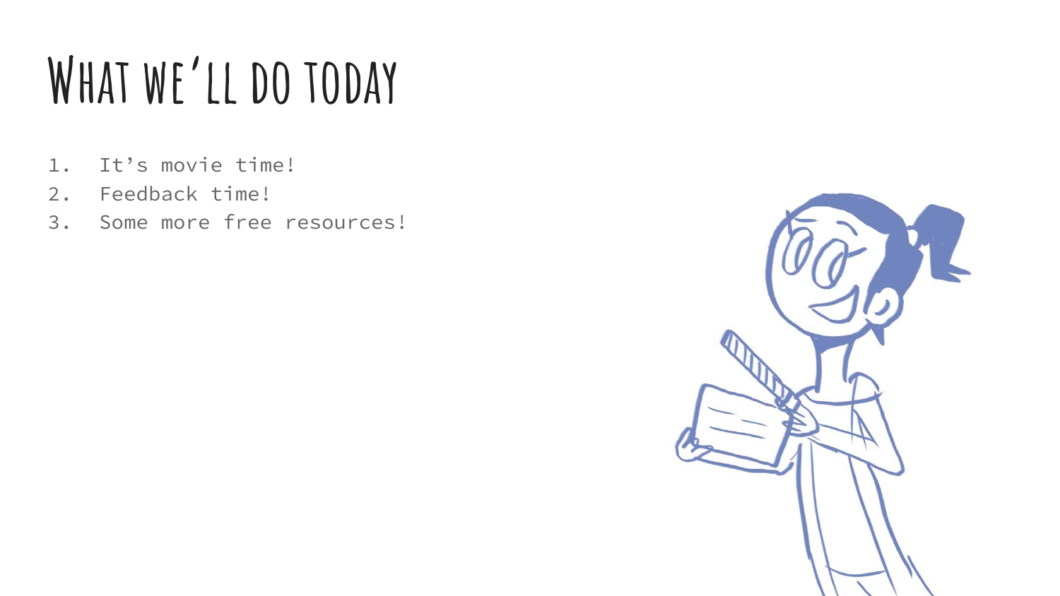# What we'll do today

1. It's movie time!
2. Feedback time!
3. Some more free resources!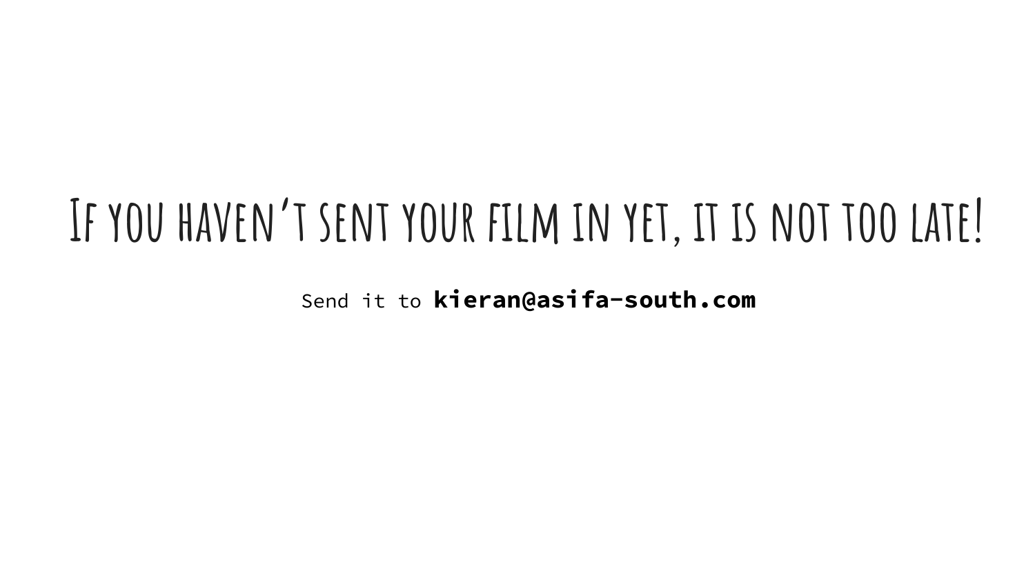# If you haven't sent your film in yet, it is not too late!

Send it to **kieran@asifa-south.com**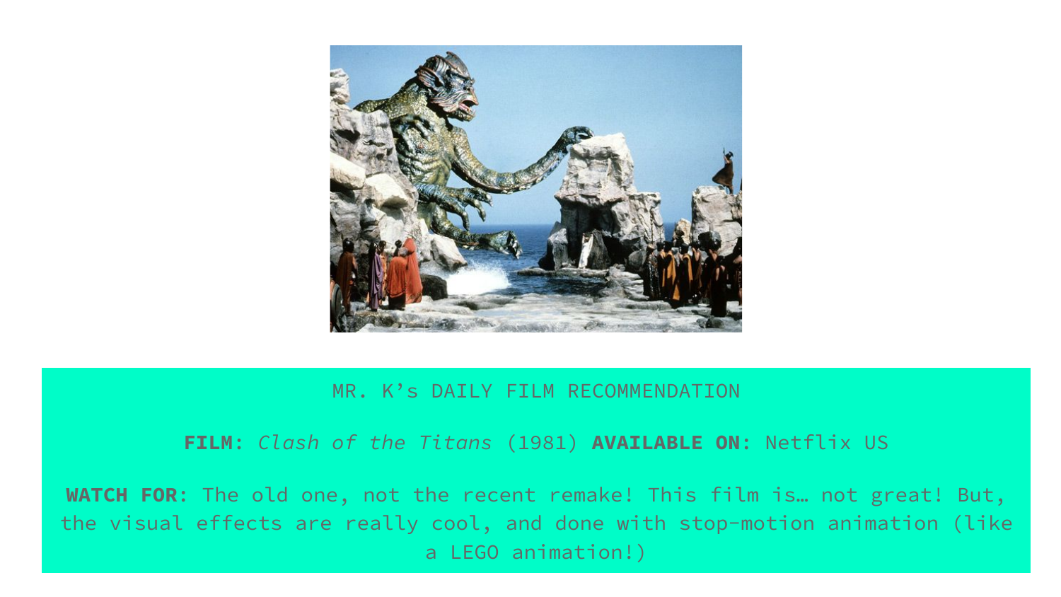MR. K’s DAILY FILM RECOMMENDATION

**FILM**: *Clash of the Titans* (1981) **AVAILABLE ON**: Netflix US

**WATCH FOR**: The old one, not the recent remake! This film is… not great! But, the visual effects are really cool, and done with stop-motion animation (like a LEGO animation!)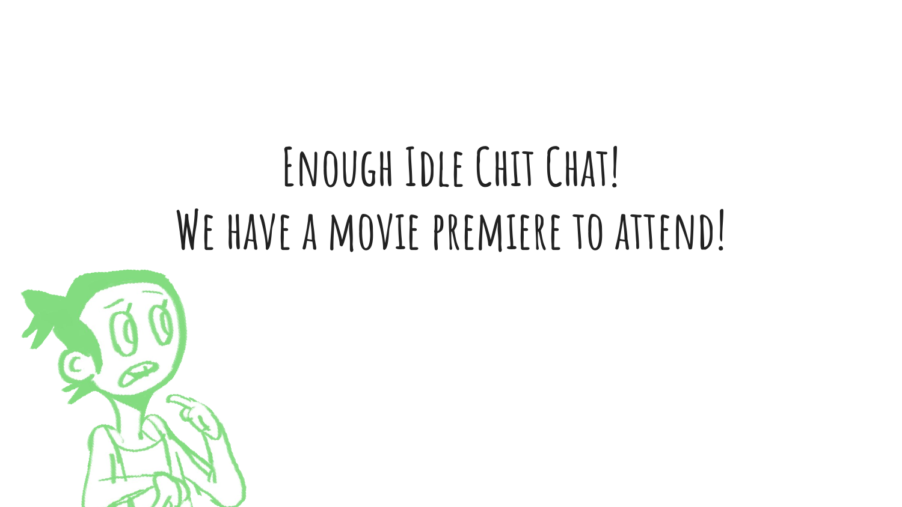Enough Idle Chit Chat!

We have a movie premiere to attend!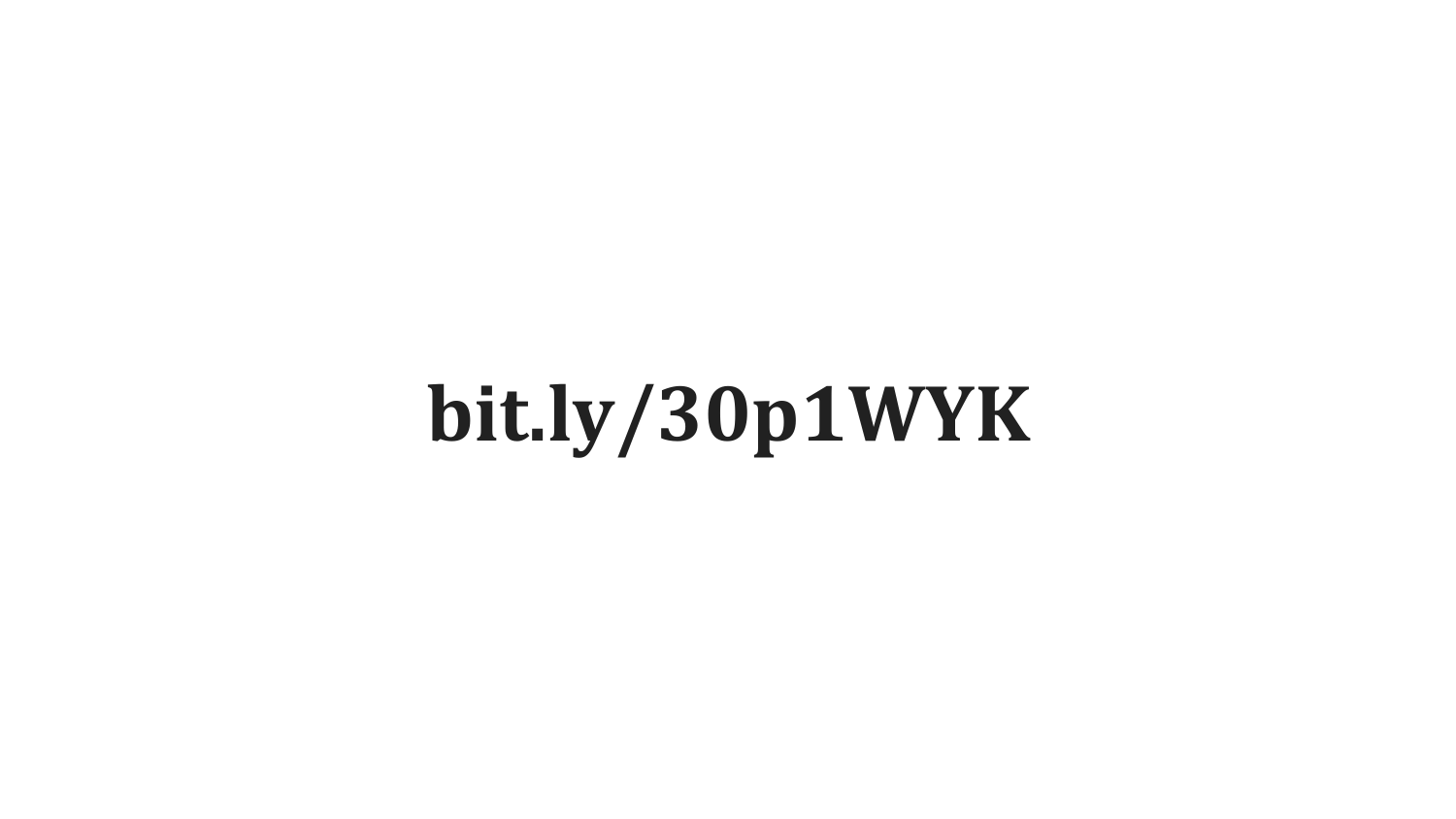**bit.ly/30p1WYK**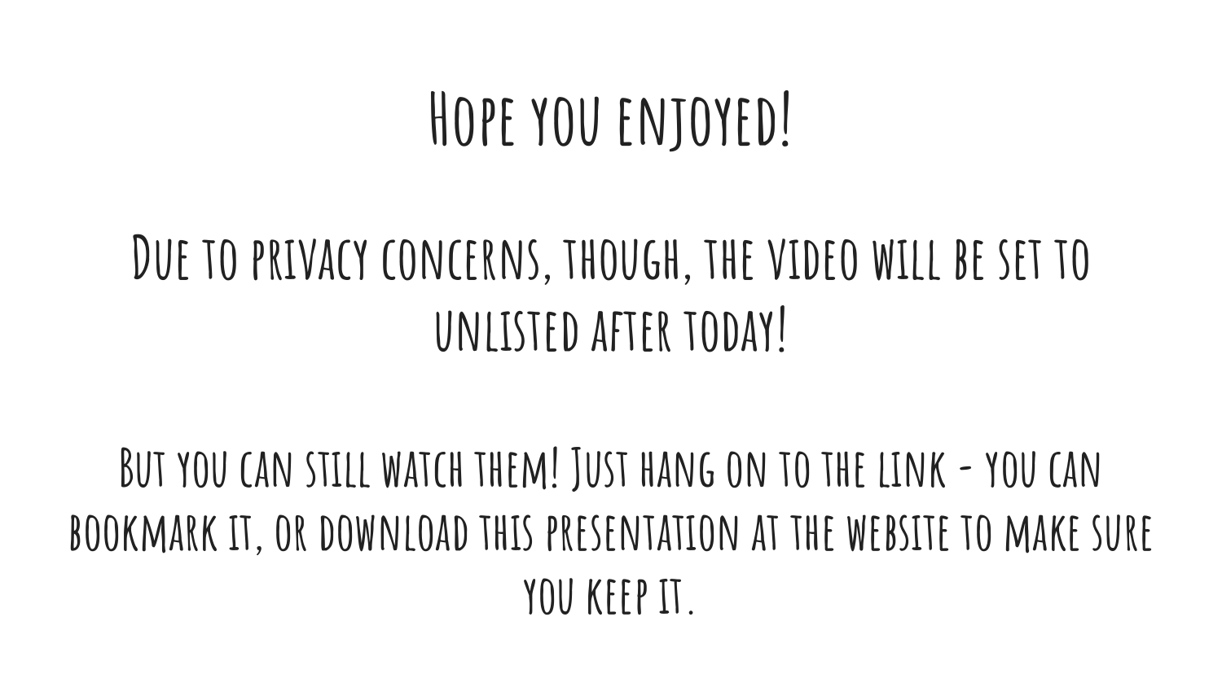# Hope you enjoyed!

Due to privacy concerns, though, the video will be set to unlisted after today!

But you can still watch them! Just hang on to the link - you can bookmark it, or download this presentation at the website to make sure you keep it.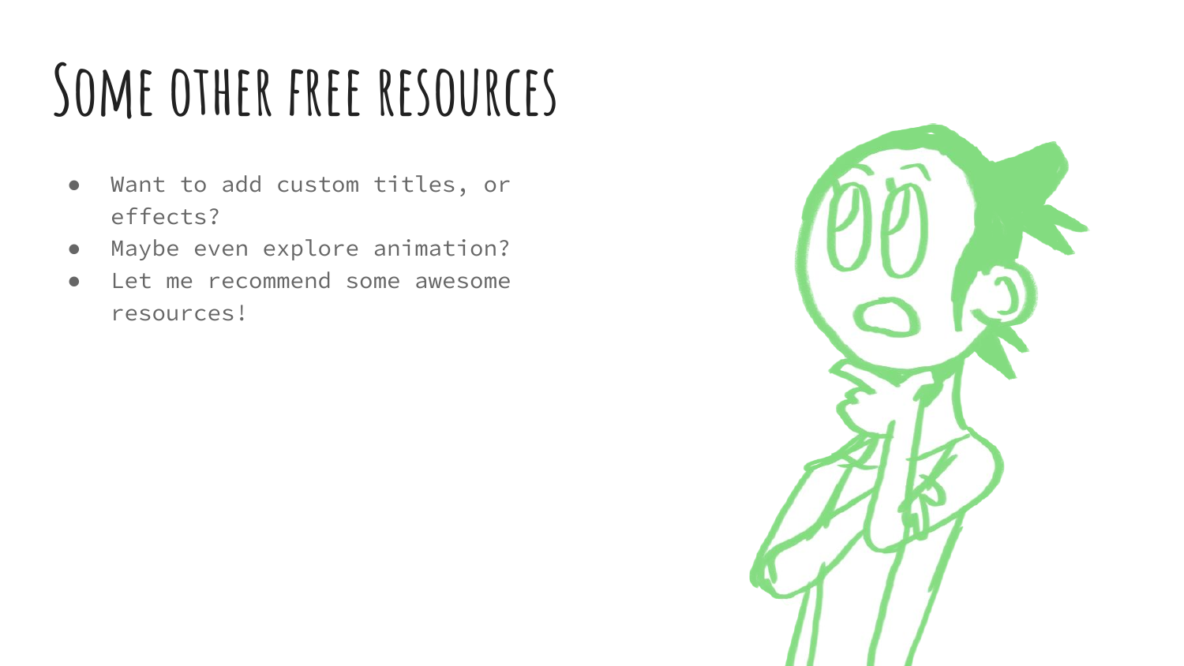# Some other free resources

- Want to add custom titles, or effects?
- Maybe even explore animation?
- Let me recommend some awesome resources!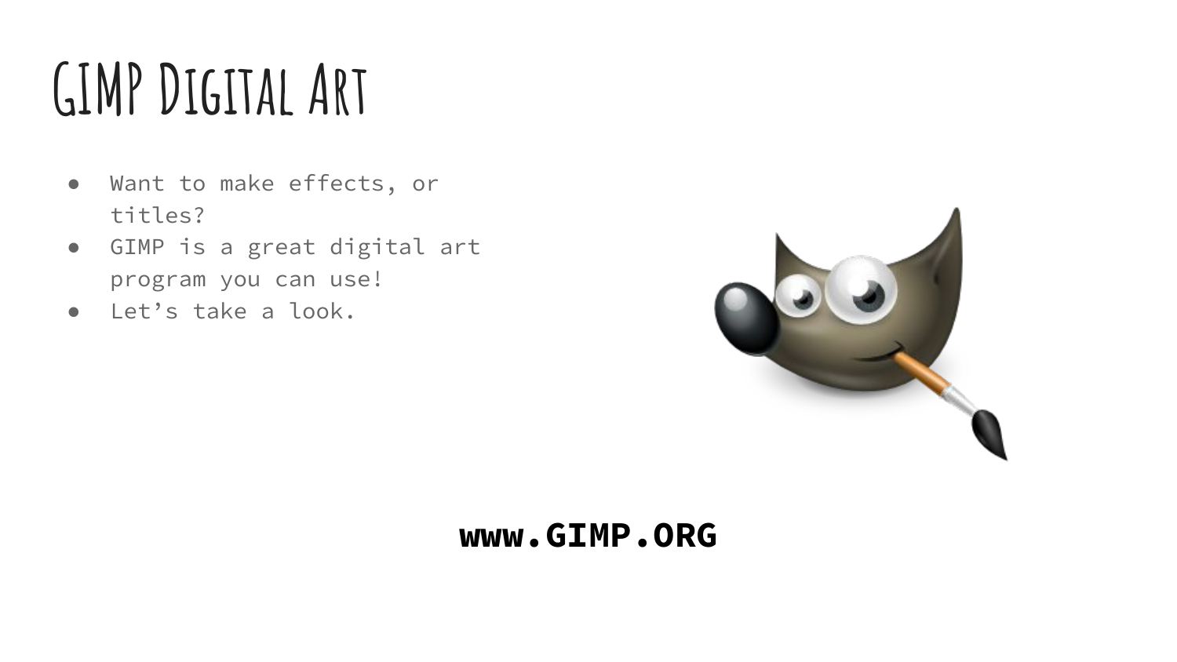# GIMP Digital Art

- Want to make effects, or titles?
- GIMP is a great digital art program you can use!
- Let's take a look.

**www.GIMP.ORG**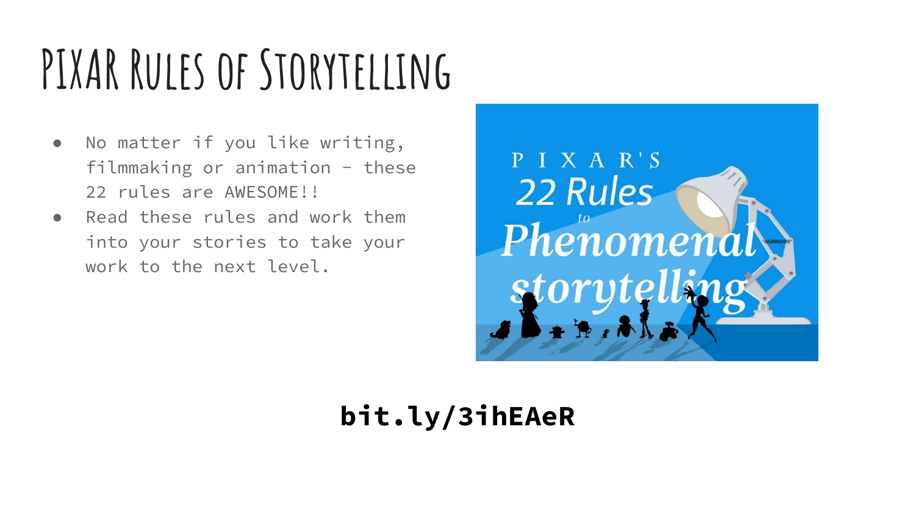# PIXAR RULES OF STORYTELLING

- No matter if you like writing, filmmaking or animation - these 22 rules are AWESOME!!
- Read these rules and work them into your stories to take your work to the next level.

**bit.ly/3ihEAeR**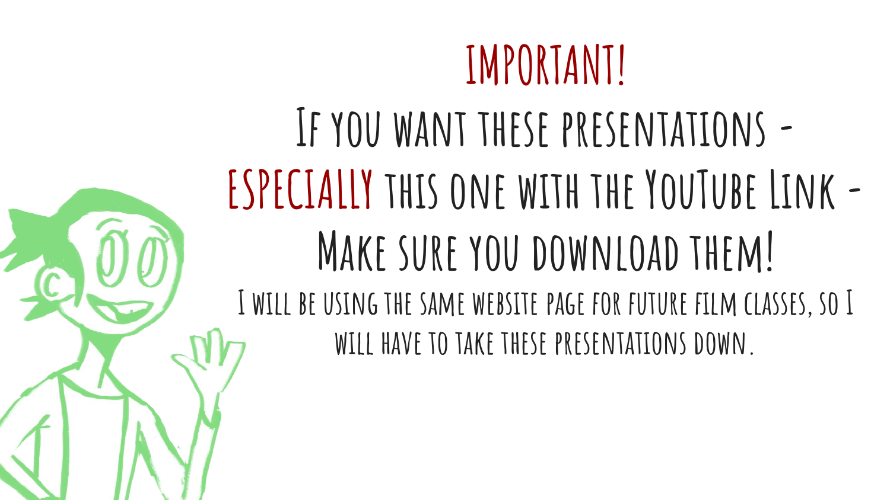# IMPORTANT!

## If you want these presentations - **ESPECIALLY** this one with the YouTube Link - Make sure you download them!

I will be using the same website page for future film classes, so I will have to take these presentations down.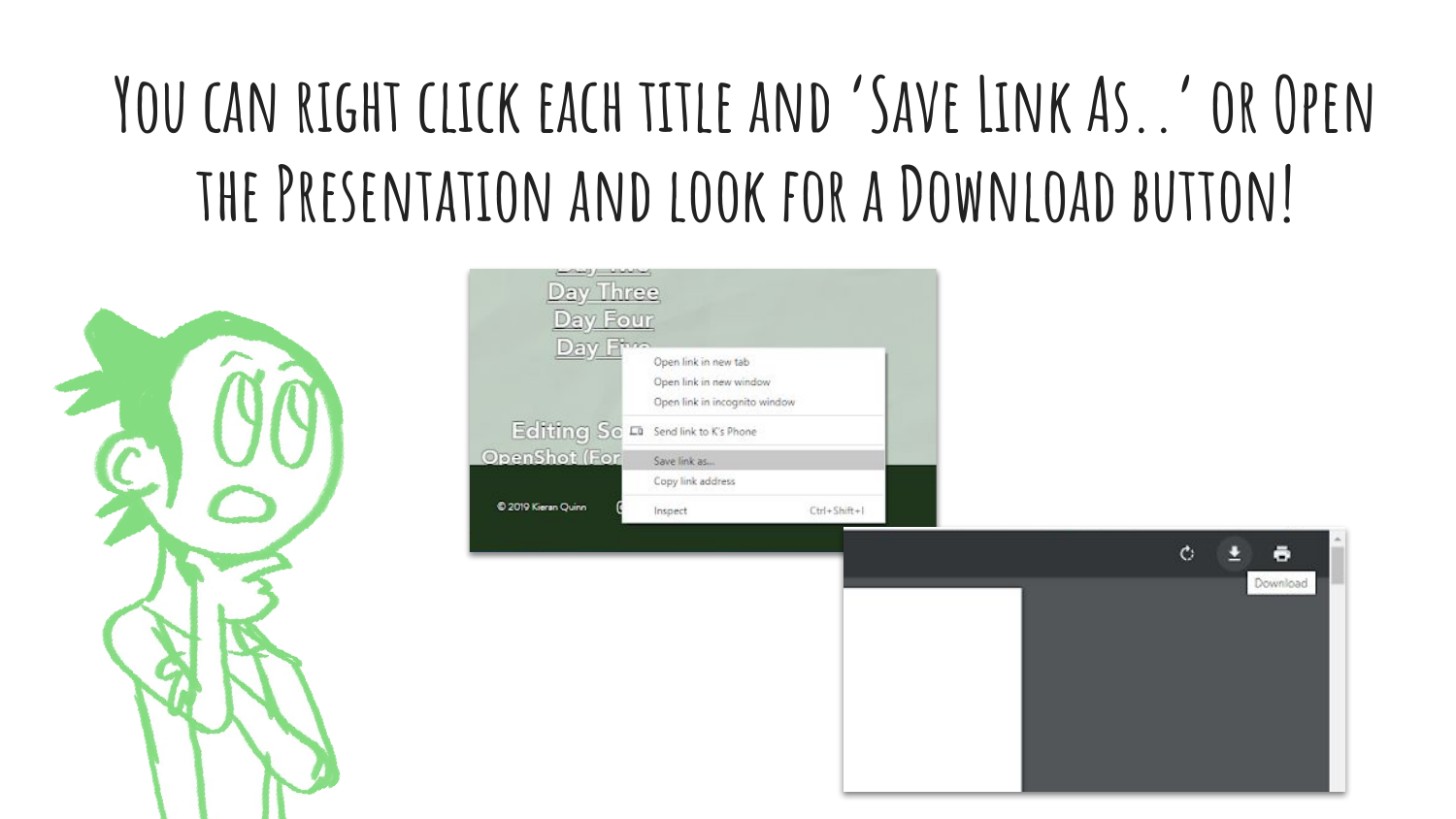# You can right click each title and 'Save Link As..' or Open the Presentation and look for a Download button!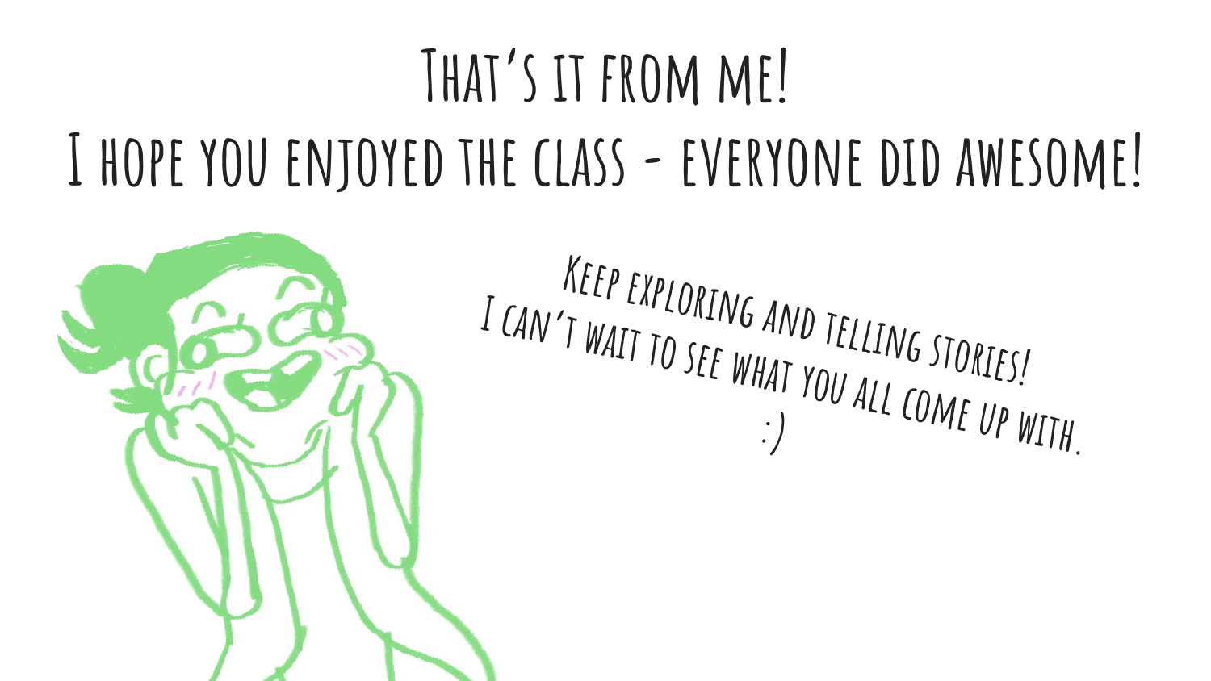# That's it from me!
# I hope you enjoyed the class - everyone did awesome!

Keep exploring and telling stories!
I can't wait to see what you all come up with.
:)